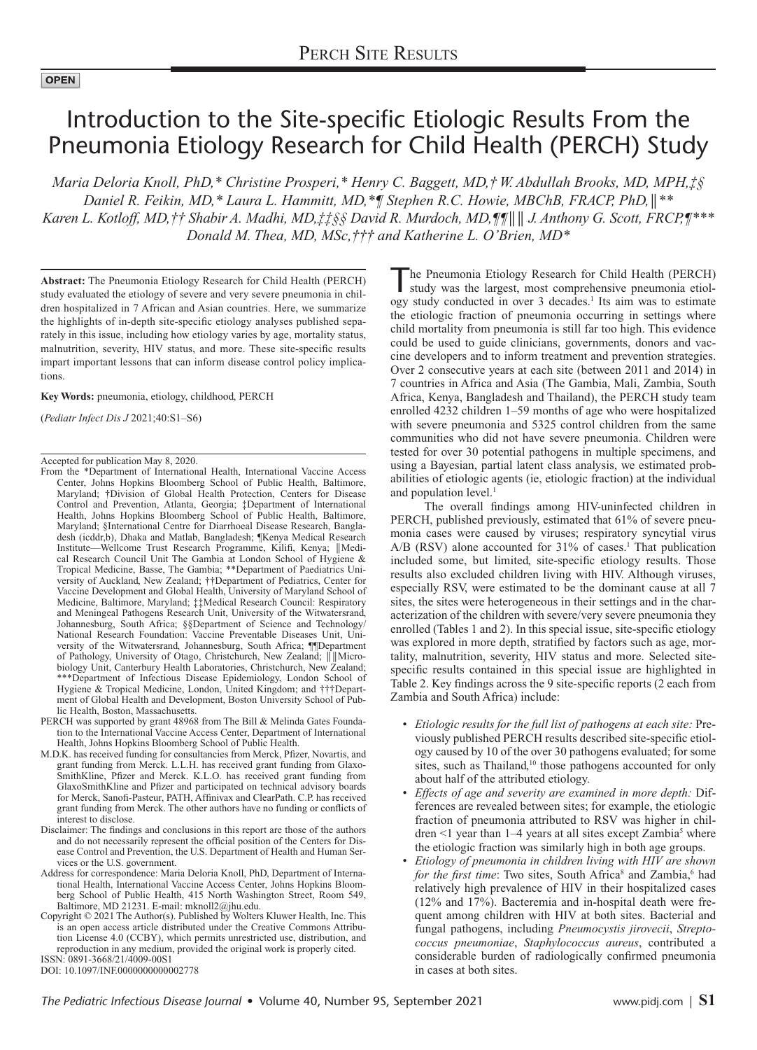**OPEN**

# Introduction to the Site-specific Etiologic Results From the Pneumonia Etiology Research for Child Health (PERCH) Study

*Maria Deloria Knoll, PhD,\* Christine Prosperi,\* Henry C. Baggett, MD,† W. Abdullah Brooks, MD, MPH,‡§ Daniel R. Feikin, MD,\* Laura L. Hammitt, MD,\*¶ Stephen R.C. Howie, MBChB, FRACP, PhD,‖\*\* Karen L. Kotloff, MD,†† Shabir A. Madhi, MD,‡‡§§ David R. Murdoch, MD,¶¶‖‖ J. Anthony G. Scott, FRCP,¶\*\*\* Donald M. Thea, MD, MSc,††† and Katherine L. O'Brien, MD\**

**Abstract:** The Pneumonia Etiology Research for Child Health (PERCH) study evaluated the etiology of severe and very severe pneumonia in children hospitalized in 7 African and Asian countries. Here, we summarize the highlights of in-depth site-specific etiology analyses published separately in this issue, including how etiology varies by age, mortality status, malnutrition, severity, HIV status, and more. These site-specific results impart important lessons that can inform disease control policy implications.

**Key Words:** pneumonia, etiology, childhood, PERCH

(*Pediatr Infect Dis J* 2021;40:S1–S6)

Accepted for publication May 8, 2020.

From the \*Department of International Health, International Vaccine Access Center, Johns Hopkins Bloomberg School of Public Health, Baltimore, Maryland; †Division of Global Health Protection, Centers for Disease Control and Prevention, Atlanta, Georgia; ‡Department of International Health, Johns Hopkins Bloomberg School of Public Health, Baltimore, Maryland; §International Centre for Diarrhoeal Disease Research, Bangladesh (icddr,b), Dhaka and Matlab, Bangladesh; ¶Kenya Medical Research Institute—Wellcome Trust Research Programme, Kilifi, Kenya; ‖Medical Research Council Unit The Gambia at London School of Hygiene & Tropical Medicine, Basse, The Gambia; \*\*Department of Paediatrics University of Auckland, New Zealand; ††Department of Pediatrics, Center for Vaccine Development and Global Health, University of Maryland School of Medicine, Baltimore, Maryland; ‡‡Medical Research Council: Respiratory and Meningeal Pathogens Research Unit, University of the Witwatersrand, Johannesburg, South Africa; §§Department of Science and Technology/National Research Foundation: Vaccine Preventable Diseases Unit, University of the Witwatersrand, Johannesburg, South Africa; ¶¶Department of Pathology, University of Otago, Christchurch, New Zealand; ‖‖Microbiology Unit, Canterbury Health Laboratories, Christchurch, New Zealand; \*\*\*Department of Infectious Disease Epidemiology, London School of Hygiene & Tropical Medicine, London, United Kingdom; and †††Department of Global Health and Development, Boston University School of Public Health, Boston, Massachusetts.

PERCH was supported by grant 48968 from The Bill & Melinda Gates Foundation to the International Vaccine Access Center, Department of International Health, Johns Hopkins Bloomberg School of Public Health.

M.D.K. has received funding for consultancies from Merck, Pfizer, Novartis, and grant funding from Merck. L.L.H. has received grant funding from GlaxoSmithKline, Pfizer and Merck. K.L.O. has received grant funding from GlaxoSmithKline and Pfizer and participated on technical advisory boards for Merck, Sanofi-Pasteur, PATH, Affinivax and ClearPath. C.P. has received grant funding from Merck. The other authors have no funding or conflicts of interest to disclose.

Disclaimer: The findings and conclusions in this report are those of the authors and do not necessarily represent the official position of the Centers for Disease Control and Prevention, the U.S. Department of Health and Human Services or the U.S. government.

Address for correspondence: Maria Deloria Knoll, PhD, Department of International Health, International Vaccine Access Center, Johns Hopkins Bloomberg School of Public Health, 415 North Washington Street, Room 549, Baltimore, MD 21231. E-mail: mknoll2@jhu.edu.

Copyright © 2021 The Author(s). Published by Wolters Kluwer Health, Inc. This is an open access article distributed under the Creative Commons Attribution License 4.0 (CCBY), which permits unrestricted use, distribution, and reproduction in any medium, provided the original work is properly cited.

ISSN: 0891-3668/21/4009-00S1

DOI: 10.1097/INF.0000000000002778

The Pneumonia Etiology Research for Child Health (PERCH) study was the largest, most comprehensive pneumonia etiology study conducted in over 3 decades.[1] Its aim was to estimate the etiologic fraction of pneumonia occurring in settings where child mortality from pneumonia is still far too high. This evidence could be used to guide clinicians, governments, donors and vaccine developers and to inform treatment and prevention strategies. Over 2 consecutive years at each site (between 2011 and 2014) in 7 countries in Africa and Asia (The Gambia, Mali, Zambia, South Africa, Kenya, Bangladesh and Thailand), the PERCH study team enrolled 4232 children 1–59 months of age who were hospitalized with severe pneumonia and 5325 control children from the same communities who did not have severe pneumonia. Children were tested for over 30 potential pathogens in multiple specimens, and using a Bayesian, partial latent class analysis, we estimated probabilities of etiologic agents (ie, etiologic fraction) at the individual and population level.[1]

The overall findings among HIV-uninfected children in PERCH, published previously, estimated that 61% of severe pneumonia cases were caused by viruses; respiratory syncytial virus A/B (RSV) alone accounted for 31% of cases.[1] That publication included some, but limited, site-specific etiology results. Those results also excluded children living with HIV. Although viruses, especially RSV, were estimated to be the dominant cause at all 7 sites, the sites were heterogeneous in their settings and in the characterization of the children with severe/very severe pneumonia they enrolled (Tables 1 and 2). In this special issue, site-specific etiology was explored in more depth, stratified by factors such as age, mortality, malnutrition, severity, HIV status and more. Selected site-specific results contained in this special issue are highlighted in Table 2. Key findings across the 9 site-specific reports (2 each from Zambia and South Africa) include:

- *Etiologic results for the full list of pathogens at each site:* Previously published PERCH results described site-specific etiology caused by 10 of the over 30 pathogens evaluated; for some sites, such as Thailand,[10] those pathogens accounted for only about half of the attributed etiology.
- *Effects of age and severity are examined in more depth:* Differences are revealed between sites; for example, the etiologic fraction of pneumonia attributed to RSV was higher in children <1 year than 1–4 years at all sites except Zambia[5] where the etiologic fraction was similarly high in both age groups.
- *Etiology of pneumonia in children living with HIV are shown for the first time*: Two sites, South Africa[8] and Zambia,[6] had relatively high prevalence of HIV in their hospitalized cases (12% and 17%). Bacteremia and in-hospital death were frequent among children with HIV at both sites. Bacterial and fungal pathogens, including *Pneumocystis jirovecii*, *Streptococcus pneumoniae*, *Staphylococcus aureus*, contributed a considerable burden of radiologically confirmed pneumonia in cases at both sites.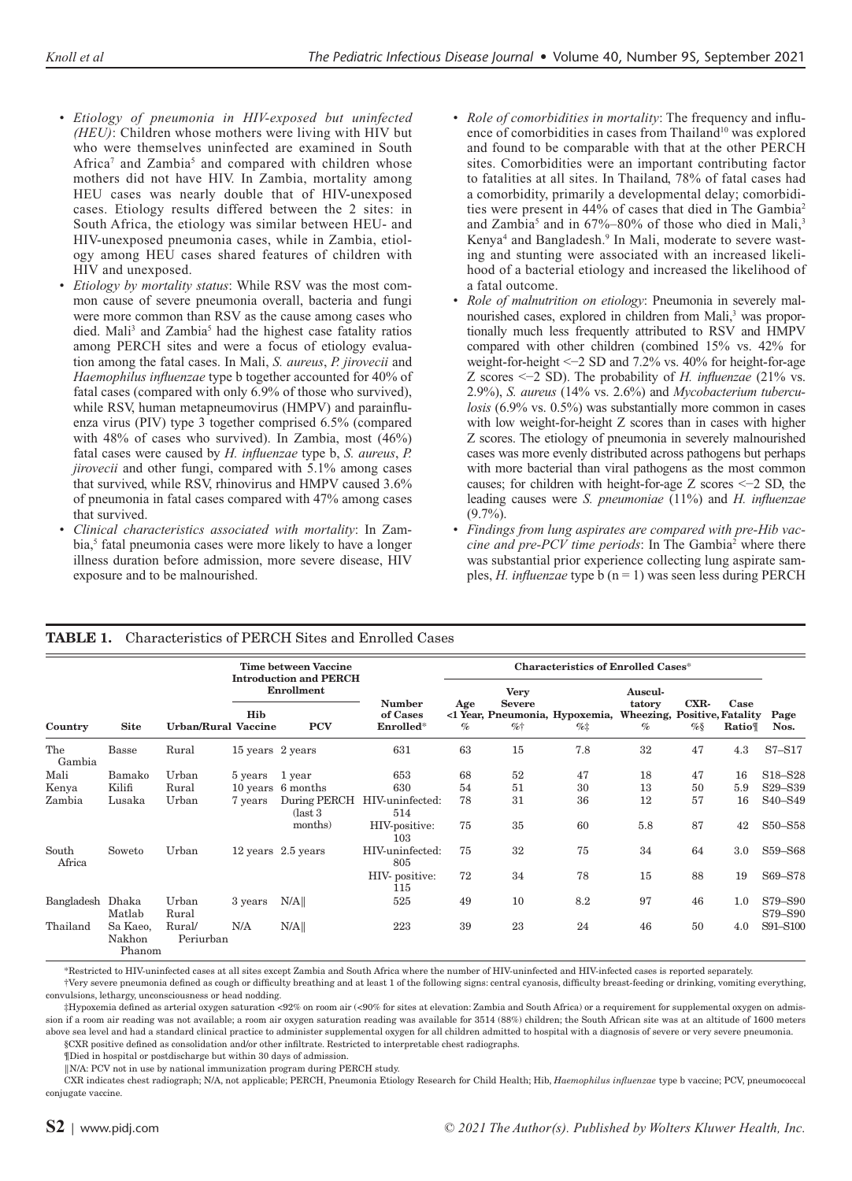- *Etiology of pneumonia in HIV-exposed but uninfected (HEU)*: Children whose mothers were living with HIV but who were themselves uninfected are examined in South Africa[7] and Zambia[5] and compared with children whose mothers did not have HIV. In Zambia, mortality among HEU cases was nearly double that of HIV-unexposed cases. Etiology results differed between the 2 sites: in South Africa, the etiology was similar between HEU- and HIV-unexposed pneumonia cases, while in Zambia, etiology among HEU cases shared features of children with HIV and unexposed.
- *Etiology by mortality status*: While RSV was the most common cause of severe pneumonia overall, bacteria and fungi were more common than RSV as the cause among cases who died. Mali[3] and Zambia[5] had the highest case fatality ratios among PERCH sites and were a focus of etiology evaluation among the fatal cases. In Mali, *S. aureus*, *P. jirovecii* and *Haemophilus influenzae* type b together accounted for 40% of fatal cases (compared with only 6.9% of those who survived), while RSV, human metapneumovirus (HMPV) and parainfluenza virus (PIV) type 3 together comprised 6.5% (compared with 48% of cases who survived). In Zambia, most (46%) fatal cases were caused by *H. influenzae* type b, *S. aureus*, *P. jirovecii* and other fungi, compared with 5.1% among cases that survived, while RSV, rhinovirus and HMPV caused 3.6% of pneumonia in fatal cases compared with 47% among cases that survived.
- *Clinical characteristics associated with mortality*: In Zambia,[5] fatal pneumonia cases were more likely to have a longer illness duration before admission, more severe disease, HIV exposure and to be malnourished.
- *Role of comorbidities in mortality*: The frequency and influence of comorbidities in cases from Thailand[10] was explored and found to be comparable with that at the other PERCH sites. Comorbidities were an important contributing factor to fatalities at all sites. In Thailand, 78% of fatal cases had a comorbidity, primarily a developmental delay; comorbidities were present in 44% of cases that died in The Gambia[2] and Zambia[5] and in 67%–80% of those who died in Mali,[3] Kenya[4] and Bangladesh.[9] In Mali, moderate to severe wasting and stunting were associated with an increased likelihood of a bacterial etiology and increased the likelihood of a fatal outcome.
- *Role of malnutrition on etiology*: Pneumonia in severely malnourished cases, explored in children from Mali,[3] was proportionally much less frequently attributed to RSV and HMPV compared with other children (combined 15% vs. 42% for weight-for-height <−2 SD and 7.2% vs. 40% for height-for-age Z scores <−2 SD). The probability of *H. influenzae* (21% vs. 2.9%), *S. aureus* (14% vs. 2.6%) and *Mycobacterium tuberculosis* (6.9% vs. 0.5%) was substantially more common in cases with low weight-for-height Z scores than in cases with higher Z scores. The etiology of pneumonia in severely malnourished cases was more evenly distributed across pathogens but perhaps with more bacterial than viral pathogens as the most common causes; for children with height-for-age Z scores <−2 SD, the leading causes were *S. pneumoniae* (11%) and *H. influenzae* (9.7%).
- *Findings from lung aspirates are compared with pre-Hib vaccine and pre-PCV time periods*: In The Gambia[2] where there was substantial prior experience collecting lung aspirate samples, *H. influenzae* type b (n = 1) was seen less during PERCH

**TABLE 1.** Characteristics of PERCH Sites and Enrolled Cases

| Country | Site | Urban/Rural | Time between Vaccine Introduction and PERCH Enrollment: Hib Vaccine | Time between Vaccine Introduction and PERCH Enrollment: PCV | Number of Cases Enrolled* | Age <1 Year, % | Very Severe Pneumonia, %† | Hypoxemia, %‡ | Auscultatory Wheezing, % | CXR-Positive, %§ | Case Fatality Ratio¶ | Page Nos. |
|---|---|---|---|---|---|---|---|---|---|---|---|---|
| The Gambia | Basse | Rural | 15 years | 2 years | 631 | 63 | 15 | 7.8 | 32 | 47 | 4.3 | S7–S17 |
| Mali | Bamako | Urban | 5 years | 1 year | 653 | 68 | 52 | 47 | 18 | 47 | 16 | S18–S28 |
| Kenya | Kilifi | Rural | 10 years | 6 months | 630 | 54 | 51 | 30 | 13 | 50 | 5.9 | S29–S39 |
| Zambia | Lusaka | Urban | 7 years | During PERCH (last 3 months) | HIV-uninfected: 514 | 78 | 31 | 36 | 12 | 57 | 16 | S40–S49 |
| | | | | | HIV-positive: 103 | 75 | 35 | 60 | 5.8 | 87 | 42 | S50–S58 |
| South Africa | Soweto | Urban | 12 years | 2.5 years | HIV-uninfected: 805 | 75 | 32 | 75 | 34 | 64 | 3.0 | S59–S68 |
| | | | | | HIV- positive: 115 | 72 | 34 | 78 | 15 | 88 | 19 | S69–S78 |
| Bangladesh | Dhaka Matlab | Urban Rural | 3 years | N/A‖ | 525 | 49 | 10 | 8.2 | 97 | 46 | 1.0 | S79–S90 S79–S90 |
| Thailand | Sa Kaeo, Nakhon Phanom | Rural/ Periurban | N/A | N/A‖ | 223 | 39 | 23 | 24 | 46 | 50 | 4.0 | S91–S100 |

*Restricted to HIV-uninfected cases at all sites except Zambia and South Africa where the number of HIV-uninfected and HIV-infected cases is reported separately.

†Very severe pneumonia defined as cough or difficulty breathing and at least 1 of the following signs: central cyanosis, difficulty breast-feeding or drinking, vomiting everything, convulsions, lethargy, unconsciousness or head nodding.

‡Hypoxemia defined as arterial oxygen saturation <92% on room air (<90% for sites at elevation: Zambia and South Africa) or a requirement for supplemental oxygen on admission if a room air reading was not available; a room air oxygen saturation reading was available for 3514 (88%) children; the South African site was at an altitude of 1600 meters above sea level and had a standard clinical practice to administer supplemental oxygen for all children admitted to hospital with a diagnosis of severe or very severe pneumonia.

§CXR positive defined as consolidation and/or other infiltrate. Restricted to interpretable chest radiographs.

¶Died in hospital or postdischarge but within 30 days of admission.

‖N/A: PCV not in use by national immunization program during PERCH study.

CXR indicates chest radiograph; N/A, not applicable; PERCH, Pneumonia Etiology Research for Child Health; Hib, *Haemophilus influenzae* type b vaccine; PCV, pneumococcal conjugate vaccine.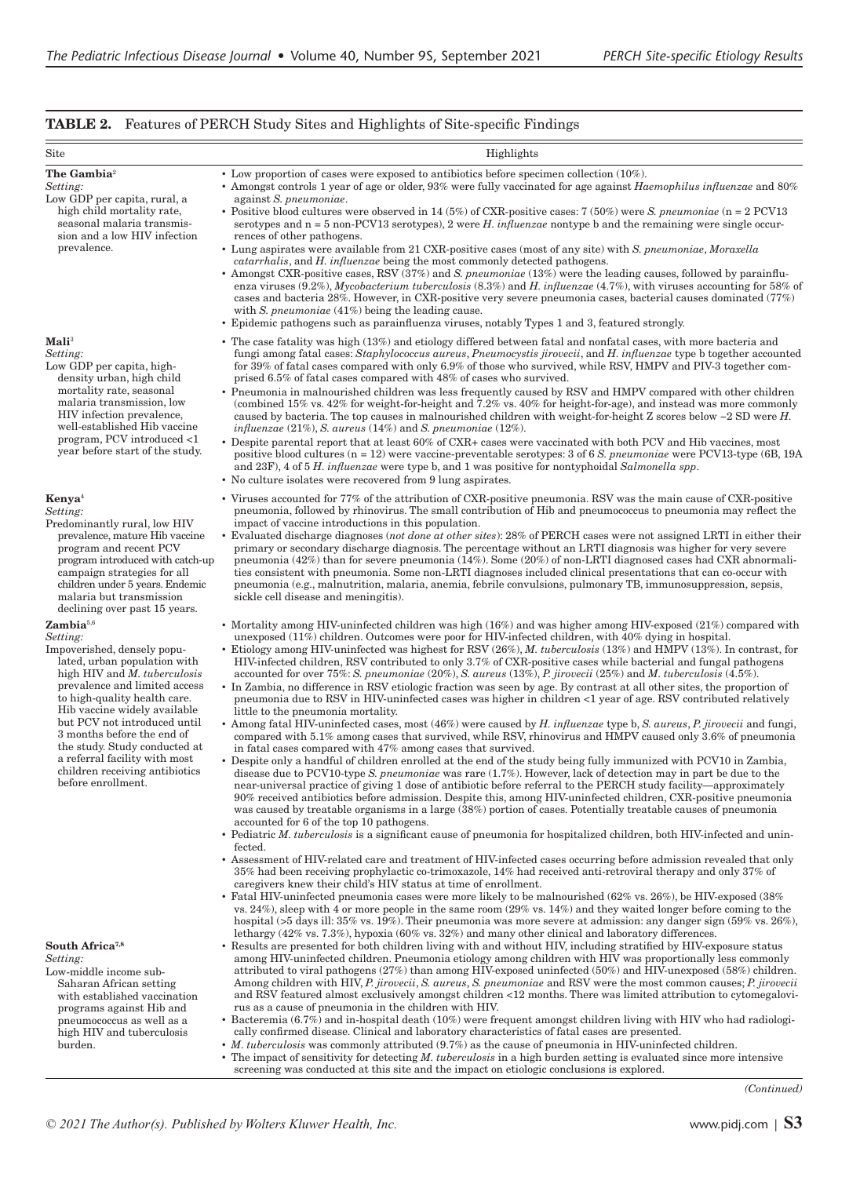**TABLE 2.** Features of PERCH Study Sites and Highlights of Site-specific Findings

| Site | Highlights |
|---|---|
| **The Gambia**[2]<br>*Setting:*<br>Low GDP per capita, rural, a high child mortality rate, seasonal malaria transmission and a low HIV infection prevalence. | • Low proportion of cases were exposed to antibiotics before specimen collection (10%).<br>• Amongst controls 1 year of age or older, 93% were fully vaccinated for age against *Haemophilus influenzae* and 80% against *S. pneumoniae*.<br>• Positive blood cultures were observed in 14 (5%) of CXR-positive cases: 7 (50%) were *S. pneumoniae* (n = 2 PCV13 serotypes and n = 5 non-PCV13 serotypes), 2 were *H. influenzae* nontype b and the remaining were single occurrences of other pathogens.<br>• Lung aspirates were available from 21 CXR-positive cases (most of any site) with *S. pneumoniae*, *Moraxella catarrhalis*, and *H. influenzae* being the most commonly detected pathogens.<br>• Amongst CXR-positive cases, RSV (37%) and *S. pneumoniae* (13%) were the leading causes, followed by parainfluenza viruses (9.2%), *Mycobacterium tuberculosis* (8.3%) and *H. influenzae* (4.7%), with viruses accounting for 58% of cases and bacteria 28%. However, in CXR-positive very severe pneumonia cases, bacterial causes dominated (77%) with *S. pneumoniae* (41%) being the leading cause.<br>• Epidemic pathogens such as parainfluenza viruses, notably Types 1 and 3, featured strongly. |
| **Mali**[3]<br>*Setting:*<br>Low GDP per capita, high-density urban, high child mortality rate, seasonal malaria transmission, low HIV infection prevalence, well-established Hib vaccine program, PCV introduced <1 year before start of the study. | • The case fatality was high (13%) and etiology differed between fatal and nonfatal cases, with more bacteria and fungi among fatal cases: *Staphylococcus aureus*, *Pneumocystis jirovecii*, and *H. influenzae* type b together accounted for 39% of fatal cases compared with only 6.9% of those who survived, while RSV, HMPV and PIV-3 together comprised 6.5% of fatal cases compared with 48% of cases who survived.<br>• Pneumonia in malnourished children was less frequently caused by RSV and HMPV compared with other children (combined 15% vs. 42% for weight-for-height and 7.2% vs. 40% for height-for-age), and instead was more commonly caused by bacteria. The top causes in malnourished children with weight-for-height Z scores below −2 SD were *H. influenzae* (21%), *S. aureus* (14%) and *S. pneumoniae* (12%).<br>• Despite parental report that at least 60% of CXR+ cases were vaccinated with both PCV and Hib vaccines, most positive blood cultures (n = 12) were vaccine-preventable serotypes: 3 of 6 *S. pneumoniae* were PCV13-type (6B, 19A and 23F), 4 of 5 *H. influenzae* were type b, and 1 was positive for nontyphoidal *Salmonella spp*.<br>• No culture isolates were recovered from 9 lung aspirates. |
| **Kenya**[4]<br>*Setting:*<br>Predominantly rural, low HIV prevalence, mature Hib vaccine program and recent PCV program introduced with catch-up campaign strategies for all children under 5 years. Endemic malaria but transmission declining over past 15 years. | • Viruses accounted for 77% of the attribution of CXR-positive pneumonia. RSV was the main cause of CXR-positive pneumonia, followed by rhinovirus. The small contribution of Hib and pneumococcus to pneumonia may reflect the impact of vaccine introductions in this population.<br>• Evaluated discharge diagnoses (*not done at other sites*): 28% of PERCH cases were not assigned LRTI in either their primary or secondary discharge diagnosis. The percentage without an LRTI diagnosis was higher for very severe pneumonia (42%) than for severe pneumonia (14%). Some (20%) of non-LRTI diagnosed cases had CXR abnormalities consistent with pneumonia. Some non-LRTI diagnoses included clinical presentations that can co-occur with pneumonia (e.g., malnutrition, malaria, anemia, febrile convulsions, pulmonary TB, immunosuppression, sepsis, sickle cell disease and meningitis). |
| **Zambia**[5,6]<br>*Setting:*<br>Impoverished, densely populated, urban population with high HIV and *M. tuberculosis* prevalence and limited access to high-quality health care. Hib vaccine widely available but PCV not introduced until 3 months before the end of the study. Study conducted at a referral facility with most children receiving antibiotics before enrollment. | • Mortality among HIV-uninfected children was high (16%) and was higher among HIV-exposed (21%) compared with unexposed (11%) children. Outcomes were poor for HIV-infected children, with 40% dying in hospital.<br>• Etiology among HIV-uninfected was highest for RSV (26%), *M. tuberculosis* (13%) and HMPV (13%). In contrast, for HIV-infected children, RSV contributed to only 3.7% of CXR-positive cases while bacterial and fungal pathogens accounted for over 75%: *S. pneumoniae* (20%), *S. aureus* (13%), *P. jirovecii* (25%) and *M. tuberculosis* (4.5%).<br>• In Zambia, no difference in RSV etiologic fraction was seen by age. By contrast at all other sites, the proportion of pneumonia due to RSV in HIV-uninfected cases was higher in children <1 year of age. RSV contributed relatively little to the pneumonia mortality.<br>• Among fatal HIV-uninfected cases, most (46%) were caused by *H. influenzae* type b, *S. aureus*, *P. jirovecii* and fungi, compared with 5.1% among cases that survived, while RSV, rhinovirus and HMPV caused only 3.6% of pneumonia in fatal cases compared with 47% among cases that survived.<br>• Despite only a handful of children enrolled at the end of the study being fully immunized with PCV10 in Zambia, disease due to PCV10-type *S. pneumoniae* was rare (1.7%). However, lack of detection may in part be due to the near-universal practice of giving 1 dose of antibiotic before referral to the PERCH study facility—approximately 90% received antibiotics before admission. Despite this, among HIV-uninfected children, CXR-positive pneumonia was caused by treatable organisms in a large (38%) portion of cases. Potentially treatable causes of pneumonia accounted for 6 of the top 10 pathogens.<br>• Pediatric *M. tuberculosis* is a significant cause of pneumonia for hospitalized children, both HIV-infected and uninfected.<br>• Assessment of HIV-related care and treatment of HIV-infected cases occurring before admission revealed that only 35% had been receiving prophylactic co-trimoxazole, 14% had received anti-retroviral therapy and only 37% of caregivers knew their child's HIV status at time of enrollment.<br>• Fatal HIV-uninfected pneumonia cases were more likely to be malnourished (62% vs. 26%), be HIV-exposed (38% vs. 24%), sleep with 4 or more people in the same room (29% vs. 14%) and they waited longer before coming to the hospital (>5 days ill: 35% vs. 19%). Their pneumonia was more severe at admission: any danger sign (59% vs. 26%), lethargy (42% vs. 7.3%), hypoxia (60% vs. 32%) and many other clinical and laboratory differences. |
| **South Africa**[7,8]<br>*Setting:*<br>Low-middle income sub-Saharan African setting with established vaccination programs against Hib and pneumococcus as well as a high HIV and tuberculosis burden. | • Results are presented for both children living with and without HIV, including stratified by HIV-exposure status among HIV-uninfected children. Pneumonia etiology among children with HIV was proportionally less commonly attributed to viral pathogens (27%) than among HIV-exposed uninfected (50%) and HIV-unexposed (58%) children. Among children with HIV, *P. jirovecii*, *S. aureus*, *S. pneumoniae* and RSV were the most common causes; *P. jirovecii* and RSV featured almost exclusively amongst children <12 months. There was limited attribution to cytomegalovirus as a cause of pneumonia in the children with HIV.<br>• Bacteremia (6.7%) and in-hospital death (10%) were frequent amongst children living with HIV who had radiologically confirmed disease. Clinical and laboratory characteristics of fatal cases are presented.<br>• *M. tuberculosis* was commonly attributed (9.7%) as the cause of pneumonia in HIV-uninfected children.<br>• The impact of sensitivity for detecting *M. tuberculosis* in a high burden setting is evaluated since more intensive screening was conducted at this site and the impact on etiologic conclusions is explored. |

*(Continued)*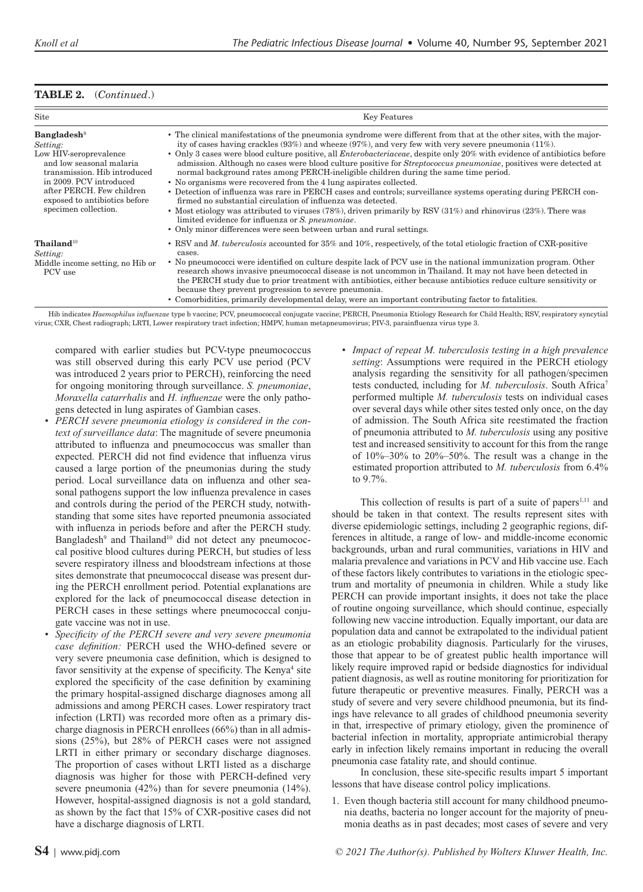**TABLE 2.** (*Continued*.)

| Site | Key Features |
|---|---|
| **Bangladesh**[9] <br> *Setting:* <br> Low HIV-seroprevalence and low seasonal malaria transmission. Hib introduced in 2009. PCV introduced after PERCH. Few children exposed to antibiotics before specimen collection. | • The clinical manifestations of the pneumonia syndrome were different from that at the other sites, with the majority of cases having crackles (93%) and wheeze (97%), and very few with very severe pneumonia (11%). <br> • Only 3 cases were blood culture positive, all *Enterobacteriaceae*, despite only 20% with evidence of antibiotics before admission. Although no cases were blood culture positive for *Streptococcus pneumoniae*, positives were detected at normal background rates among PERCH-ineligible children during the same time period. <br> • No organisms were recovered from the 4 lung aspirates collected. <br> • Detection of influenza was rare in PERCH cases and controls; surveillance systems operating during PERCH confirmed no substantial circulation of influenza was detected. <br> • Most etiology was attributed to viruses (78%), driven primarily by RSV (31%) and rhinovirus (23%). There was limited evidence for influenza or *S. pneumoniae*. <br> • Only minor differences were seen between urban and rural settings. |
| **Thailand**[10] <br> *Setting:* <br> Middle income setting, no Hib or PCV use | • RSV and *M. tuberculosis* accounted for 35% and 10%, respectively, of the total etiologic fraction of CXR-positive cases. <br> • No pneumococci were identified on culture despite lack of PCV use in the national immunization program. Other research shows invasive pneumococcal disease is not uncommon in Thailand. It may not have been detected in the PERCH study due to prior treatment with antibiotics, either because antibiotics reduce culture sensitivity or because they prevent progression to severe pneumonia. <br> • Comorbidities, primarily developmental delay, were an important contributing factor to fatalities. |

Hib indicates *Haemophilus influenzae* type b vaccine; PCV, pneumococcal conjugate vaccine; PERCH, Pneumonia Etiology Research for Child Health; RSV, respiratory syncytial virus; CXR, Chest radiograph; LRTI, Lower respiratory tract infection; HMPV, human metapneumovirus; PIV-3, parainfluenza virus type 3.

compared with earlier studies but PCV-type pneumococcus was still observed during this early PCV use period (PCV was introduced 2 years prior to PERCH), reinforcing the need for ongoing monitoring through surveillance. *S. pneumoniae*, *Moraxella catarrhalis* and *H. influenzae* were the only pathogens detected in lung aspirates of Gambian cases.

- *PERCH severe pneumonia etiology is considered in the context of surveillance data*: The magnitude of severe pneumonia attributed to influenza and pneumococcus was smaller than expected. PERCH did not find evidence that influenza virus caused a large portion of the pneumonias during the study period. Local surveillance data on influenza and other seasonal pathogens support the low influenza prevalence in cases and controls during the period of the PERCH study, notwithstanding that some sites have reported pneumonia associated with influenza in periods before and after the PERCH study. Bangladesh[9] and Thailand[10] did not detect any pneumococcal positive blood cultures during PERCH, but studies of less severe respiratory illness and bloodstream infections at those sites demonstrate that pneumococcal disease was present during the PERCH enrollment period. Potential explanations are explored for the lack of pneumococcal disease detection in PERCH cases in these settings where pneumococcal conjugate vaccine was not in use.
- *Specificity of the PERCH severe and very severe pneumonia case definition:* PERCH used the WHO-defined severe or very severe pneumonia case definition, which is designed to favor sensitivity at the expense of specificity. The Kenya[4] site explored the specificity of the case definition by examining the primary hospital-assigned discharge diagnoses among all admissions and among PERCH cases. Lower respiratory tract infection (LRTI) was recorded more often as a primary discharge diagnosis in PERCH enrollees (66%) than in all admissions (25%), but 28% of PERCH cases were not assigned LRTI in either primary or secondary discharge diagnoses. The proportion of cases without LRTI listed as a discharge diagnosis was higher for those with PERCH-defined very severe pneumonia (42%) than for severe pneumonia (14%). However, hospital-assigned diagnosis is not a gold standard, as shown by the fact that 15% of CXR-positive cases did not have a discharge diagnosis of LRTI.
- *Impact of repeat M. tuberculosis testing in a high prevalence setting*: Assumptions were required in the PERCH etiology analysis regarding the sensitivity for all pathogen/specimen tests conducted, including for *M. tuberculosis*. South Africa[7] performed multiple *M. tuberculosis* tests on individual cases over several days while other sites tested only once, on the day of admission. The South Africa site reestimated the fraction of pneumonia attributed to *M. tuberculosis* using any positive test and increased sensitivity to account for this from the range of 10%–30% to 20%–50%. The result was a change in the estimated proportion attributed to *M. tuberculosis* from 6.4% to 9.7%.

This collection of results is part of a suite of papers[1,11] and should be taken in that context. The results represent sites with diverse epidemiologic settings, including 2 geographic regions, differences in altitude, a range of low- and middle-income economic backgrounds, urban and rural communities, variations in HIV and malaria prevalence and variations in PCV and Hib vaccine use. Each of these factors likely contributes to variations in the etiologic spectrum and mortality of pneumonia in children. While a study like PERCH can provide important insights, it does not take the place of routine ongoing surveillance, which should continue, especially following new vaccine introduction. Equally important, our data are population data and cannot be extrapolated to the individual patient as an etiologic probability diagnosis. Particularly for the viruses, those that appear to be of greatest public health importance will likely require improved rapid or bedside diagnostics for individual patient diagnosis, as well as routine monitoring for prioritization for future therapeutic or preventive measures. Finally, PERCH was a study of severe and very severe childhood pneumonia, but its findings have relevance to all grades of childhood pneumonia severity in that, irrespective of primary etiology, given the prominence of bacterial infection in mortality, appropriate antimicrobial therapy early in infection likely remains important in reducing the overall pneumonia case fatality rate, and should continue.

In conclusion, these site-specific results impart 5 important lessons that have disease control policy implications.

1. Even though bacteria still account for many childhood pneumonia deaths, bacteria no longer account for the majority of pneumonia deaths as in past decades; most cases of severe and very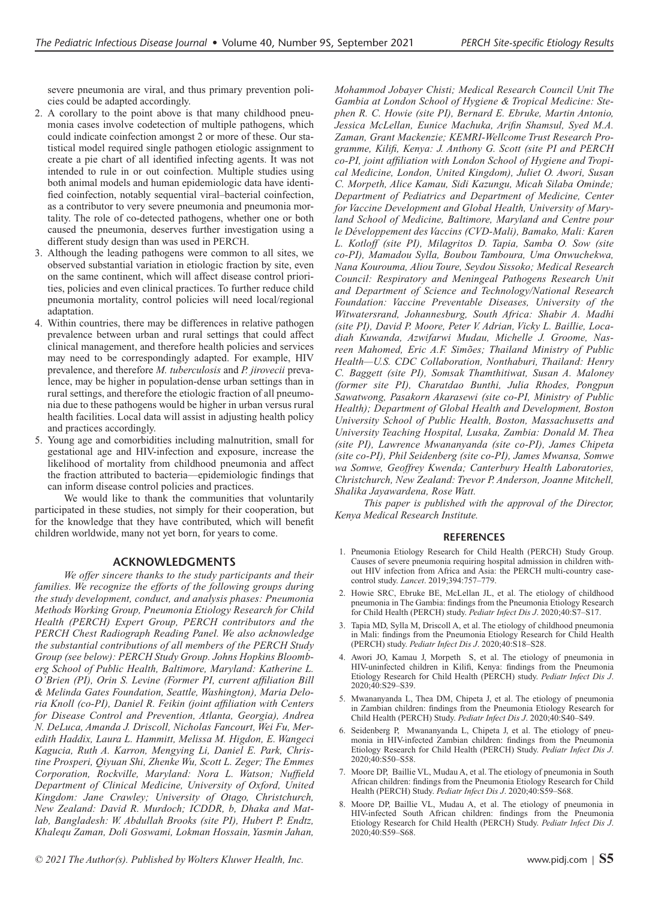severe pneumonia are viral, and thus primary prevention policies could be adapted accordingly.

2. A corollary to the point above is that many childhood pneumonia cases involve codetection of multiple pathogens, which could indicate coinfection amongst 2 or more of these. Our statistical model required single pathogen etiologic assignment to create a pie chart of all identified infecting agents. It was not intended to rule in or out coinfection. Multiple studies using both animal models and human epidemiologic data have identified coinfection, notably sequential viral–bacterial coinfection, as a contributor to very severe pneumonia and pneumonia mortality. The role of co-detected pathogens, whether one or both caused the pneumonia, deserves further investigation using a different study design than was used in PERCH.
3. Although the leading pathogens were common to all sites, we observed substantial variation in etiologic fraction by site, even on the same continent, which will affect disease control priorities, policies and even clinical practices. To further reduce child pneumonia mortality, control policies will need local/regional adaptation.
4. Within countries, there may be differences in relative pathogen prevalence between urban and rural settings that could affect clinical management, and therefore health policies and services may need to be correspondingly adapted. For example, HIV prevalence, and therefore *M. tuberculosis* and *P. jirovecii* prevalence, may be higher in population-dense urban settings than in rural settings, and therefore the etiologic fraction of all pneumonia due to these pathogens would be higher in urban versus rural health facilities. Local data will assist in adjusting health policy and practices accordingly.
5. Young age and comorbidities including malnutrition, small for gestational age and HIV-infection and exposure, increase the likelihood of mortality from childhood pneumonia and affect the fraction attributed to bacteria—epidemiologic findings that can inform disease control policies and practices.

We would like to thank the communities that voluntarily participated in these studies, not simply for their cooperation, but for the knowledge that they have contributed, which will benefit children worldwide, many not yet born, for years to come.

## ACKNOWLEDGMENTS

*We offer sincere thanks to the study participants and their families. We recognize the efforts of the following groups during the study development, conduct, and analysis phases: Pneumonia Methods Working Group, Pneumonia Etiology Research for Child Health (PERCH) Expert Group, PERCH contributors and the PERCH Chest Radiograph Reading Panel. We also acknowledge the substantial contributions of all members of the PERCH Study Group (see below): PERCH Study Group. Johns Hopkins Bloomberg School of Public Health, Baltimore, Maryland: Katherine L. O'Brien (PI), Orin S. Levine (Former PI, current affiliation Bill & Melinda Gates Foundation, Seattle, Washington), Maria Deloria Knoll (co-PI), Daniel R. Feikin (joint affiliation with Centers for Disease Control and Prevention, Atlanta, Georgia), Andrea N. DeLuca, Amanda J. Driscoll, Nicholas Fancourt, Wei Fu, Meredith Haddix, Laura L. Hammitt, Melissa M. Higdon, E. Wangeci Kagucia, Ruth A. Karron, Mengying Li, Daniel E. Park, Christine Prosperi, Qiyuan Shi, Zhenke Wu, Scott L. Zeger; The Emmes Corporation, Rockville, Maryland: Nora L. Watson; Nuffield Department of Clinical Medicine, University of Oxford, United Kingdom: Jane Crawley; University of Otago, Christchurch, New Zealand: David R. Murdoch; ICDDR, b, Dhaka and Matlab, Bangladesh: W. Abdullah Brooks (site PI), Hubert P. Endtz, Khalequ Zaman, Doli Goswami, Lokman Hossain, Yasmin Jahan, Mohammod Jobayer Chisti; Medical Research Council Unit The Gambia at London School of Hygiene & Tropical Medicine: Stephen R. C. Howie (site PI), Bernard E. Ebruke, Martin Antonio, Jessica McLellan, Eunice Machuka, Arifin Shamsul, Syed M.A. Zaman, Grant Mackenzie; KEMRI-Wellcome Trust Research Programme, Kilifi, Kenya: J. Anthony G. Scott (site PI and PERCH co-PI, joint affiliation with London School of Hygiene and Tropical Medicine, London, United Kingdom), Juliet O. Awori, Susan C. Morpeth, Alice Kamau, Sidi Kazungu, Micah Silaba Ominde; Department of Pediatrics and Department of Medicine, Center for Vaccine Development and Global Health, University of Maryland School of Medicine, Baltimore, Maryland and Centre pour le Développement des Vaccins (CVD-Mali), Bamako, Mali: Karen L. Kotloff (site PI), Milagritos D. Tapia, Samba O. Sow (site co-PI), Mamadou Sylla, Boubou Tamboura, Uma Onwuchekwa, Nana Kourouma, Aliou Toure, Seydou Sissoko; Medical Research Council: Respiratory and Meningeal Pathogens Research Unit and Department of Science and Technology/National Research Foundation: Vaccine Preventable Diseases, University of the Witwatersrand, Johannesburg, South Africa: Shabir A. Madhi (site PI), David P. Moore, Peter V. Adrian, Vicky L. Baillie, Locadiah Kuwanda, Azwifarwi Mudau, Michelle J. Groome, Nasreen Mahomed, Eric A.F. Simões; Thailand Ministry of Public Health—U.S. CDC Collaboration, Nonthaburi, Thailand: Henry C. Baggett (site PI), Somsak Thamthitiwat, Susan A. Maloney (former site PI), Charatdao Bunthi, Julia Rhodes, Pongpun Sawatwong, Pasakorn Akarasewi (site co-PI, Ministry of Public Health); Department of Global Health and Development, Boston University School of Public Health, Boston, Massachusetts and University Teaching Hospital, Lusaka, Zambia: Donald M. Thea (site PI), Lawrence Mwananyanda (site co-PI), James Chipeta (site co-PI), Phil Seidenberg (site co-PI), James Mwansa, Somwe wa Somwe, Geoffrey Kwenda; Canterbury Health Laboratories, Christchurch, New Zealand: Trevor P. Anderson, Joanne Mitchell, Shalika Jayawardena, Rose Watt.*

*This paper is published with the approval of the Director, Kenya Medical Research Institute.*

## REFERENCES

1. Pneumonia Etiology Research for Child Health (PERCH) Study Group. Causes of severe pneumonia requiring hospital admission in children without HIV infection from Africa and Asia: the PERCH multi-country case-control study. *Lancet*. 2019;394:757–779.
2. Howie SRC, Ebruke BE, McLellan JL, et al. The etiology of childhood pneumonia in The Gambia: findings from the Pneumonia Etiology Research for Child Health (PERCH) study. *Pediatr Infect Dis J*. 2020;40:S7–S17.
3. Tapia MD, Sylla M, Driscoll A, et al. The etiology of childhood pneumonia in Mali: findings from the Pneumonia Etiology Research for Child Health (PERCH) study. *Pediatr Infect Dis J*. 2020;40:S18–S28.
4. Awori JO, Kamau J, Morpeth S, et al. The etiology of pneumonia in HIV-uninfected children in Kilifi, Kenya: findings from the Pneumonia Etiology Research for Child Health (PERCH) study. *Pediatr Infect Dis J*. 2020;40:S29–S39.
5. Mwananyanda L, Thea DM, Chipeta J, et al. The etiology of pneumonia in Zambian children: findings from the Pneumonia Etiology Research for Child Health (PERCH) Study. *Pediatr Infect Dis J*. 2020;40:S40–S49.
6. Seidenberg P, Mwananyanda L, Chipeta J, et al. The etiology of pneumonia in HIV-infected Zambian children: findings from the Pneumonia Etiology Research for Child Health (PERCH) Study. *Pediatr Infect Dis J*. 2020;40:S50–S58.
7. Moore DP, Baillie VL, Mudau A, et al. The etiology of pneumonia in South African children: findings from the Pneumonia Etiology Research for Child Health (PERCH) Study. *Pediatr Infect Dis J*. 2020;40:S59–S68.
8. Moore DP, Baillie VL, Mudau A, et al. The etiology of pneumonia in HIV-infected South African children: findings from the Pneumonia Etiology Research for Child Health (PERCH) Study. *Pediatr Infect Dis J*. 2020;40:S59–S68.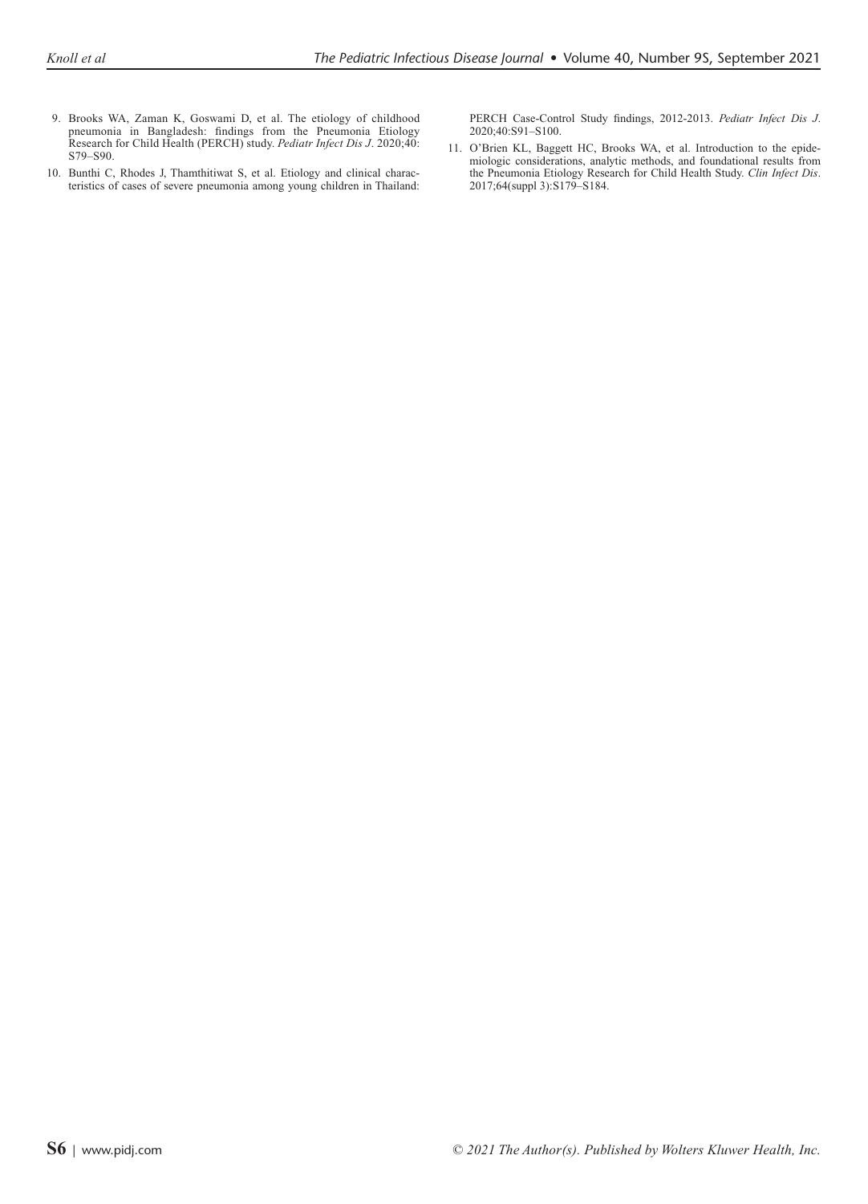9. Brooks WA, Zaman K, Goswami D, et al. The etiology of childhood pneumonia in Bangladesh: findings from the Pneumonia Etiology Research for Child Health (PERCH) study. *Pediatr Infect Dis J*. 2020;40: S79–S90.
10. Bunthi C, Rhodes J, Thamthitiwat S, et al. Etiology and clinical characteristics of cases of severe pneumonia among young children in Thailand: PERCH Case-Control Study findings, 2012-2013. *Pediatr Infect Dis J*. 2020;40:S91–S100.
11. O'Brien KL, Baggett HC, Brooks WA, et al. Introduction to the epidemiologic considerations, analytic methods, and foundational results from the Pneumonia Etiology Research for Child Health Study. *Clin Infect Dis*. 2017;64(suppl 3):S179–S184.